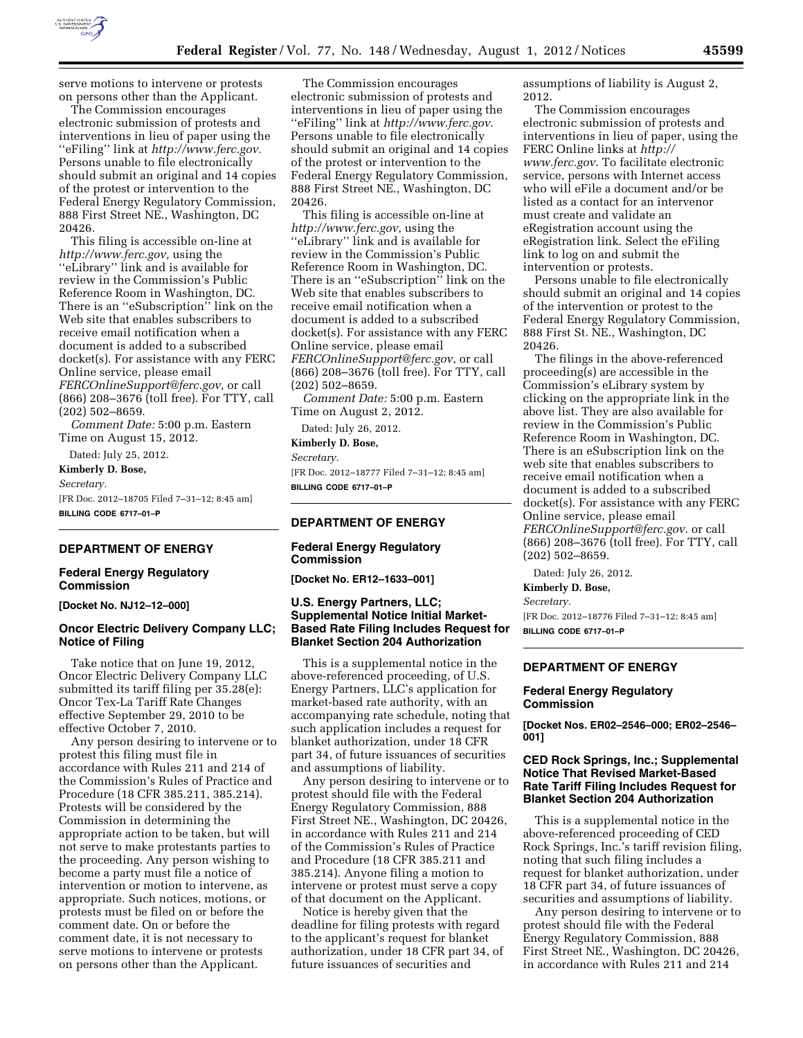serve motions to intervene or protests on persons other than the Applicant.

The Commission encourages electronic submission of protests and interventions in lieu of paper using the ''eFiling'' link at *http://www.ferc.gov.* Persons unable to file electronically should submit an original and 14 copies of the protest or intervention to the Federal Energy Regulatory Commission, 888 First Street NE., Washington, DC 20426.

This filing is accessible on-line at *http://www.ferc.gov,* using the ''eLibrary'' link and is available for review in the Commission's Public Reference Room in Washington, DC. There is an ''eSubscription'' link on the Web site that enables subscribers to receive email notification when a document is added to a subscribed docket(s). For assistance with any FERC Online service, please email *FERCOnlineSupport@ferc.gov,* or call (866) 208–3676 (toll free). For TTY, call (202) 502–8659.

*Comment Date:* 5:00 p.m. Eastern Time on August 15, 2012.

Dated: July 25, 2012.

**Kimberly D. Bose,**

*Secretary.*

[FR Doc. 2012–18705 Filed 7–31–12; 8:45 am]

**BILLING CODE 6717–01–P**

## DEPARTMENT OF ENERGY

### Federal Energy Regulatory Commission

**[Docket No. NJ12–12–000]**

### Oncor Electric Delivery Company LLC; Notice of Filing

Take notice that on June 19, 2012, Oncor Electric Delivery Company LLC submitted its tariff filing per 35.28(e): Oncor Tex-La Tariff Rate Changes effective September 29, 2010 to be effective October 7, 2010.

Any person desiring to intervene or to protest this filing must file in accordance with Rules 211 and 214 of the Commission's Rules of Practice and Procedure (18 CFR 385.211, 385.214). Protests will be considered by the Commission in determining the appropriate action to be taken, but will not serve to make protestants parties to the proceeding. Any person wishing to become a party must file a notice of intervention or motion to intervene, as appropriate. Such notices, motions, or protests must be filed on or before the comment date. On or before the comment date, it is not necessary to serve motions to intervene or protests on persons other than the Applicant.

The Commission encourages electronic submission of protests and interventions in lieu of paper using the ''eFiling'' link at *http://www.ferc.gov*. Persons unable to file electronically should submit an original and 14 copies of the protest or intervention to the Federal Energy Regulatory Commission, 888 First Street NE., Washington, DC 20426.

This filing is accessible on-line at *http://www.ferc.gov*, using the ''eLibrary'' link and is available for review in the Commission's Public Reference Room in Washington, DC. There is an ''eSubscription'' link on the Web site that enables subscribers to receive email notification when a document is added to a subscribed docket(s). For assistance with any FERC Online service, please email *FERCOnlineSupport@ferc.gov*, or call (866) 208–3676 (toll free). For TTY, call (202) 502–8659.

*Comment Date:* 5:00 p.m. Eastern Time on August 2, 2012.

Dated: July 26, 2012.

**Kimberly D. Bose,**

*Secretary.*

[FR Doc. 2012–18777 Filed 7–31–12; 8:45 am]

**BILLING CODE 6717–01–P**

## DEPARTMENT OF ENERGY

### Federal Energy Regulatory Commission

**[Docket No. ER12–1633–001]**

### U.S. Energy Partners, LLC; Supplemental Notice Initial Market-Based Rate Filing Includes Request for Blanket Section 204 Authorization

This is a supplemental notice in the above-referenced proceeding, of U.S. Energy Partners, LLC's application for market-based rate authority, with an accompanying rate schedule, noting that such application includes a request for blanket authorization, under 18 CFR part 34, of future issuances of securities and assumptions of liability.

Any person desiring to intervene or to protest should file with the Federal Energy Regulatory Commission, 888 First Street NE., Washington, DC 20426, in accordance with Rules 211 and 214 of the Commission's Rules of Practice and Procedure (18 CFR 385.211 and 385.214). Anyone filing a motion to intervene or protest must serve a copy of that document on the Applicant.

Notice is hereby given that the deadline for filing protests with regard to the applicant's request for blanket authorization, under 18 CFR part 34, of future issuances of securities and assumptions of liability is August 2, 2012.

The Commission encourages electronic submission of protests and interventions in lieu of paper, using the FERC Online links at *http://www.ferc.gov*. To facilitate electronic service, persons with Internet access who will eFile a document and/or be listed as a contact for an intervenor must create and validate an eRegistration account using the eRegistration link. Select the eFiling link to log on and submit the intervention or protests.

Persons unable to file electronically should submit an original and 14 copies of the intervention or protest to the Federal Energy Regulatory Commission, 888 First St. NE., Washington, DC 20426.

The filings in the above-referenced proceeding(s) are accessible in the Commission's eLibrary system by clicking on the appropriate link in the above list. They are also available for review in the Commission's Public Reference Room in Washington, DC. There is an eSubscription link on the web site that enables subscribers to receive email notification when a document is added to a subscribed docket(s). For assistance with any FERC Online service, please email *FERCOnlineSupport@ferc.gov.* or call (866) 208–3676 (toll free). For TTY, call (202) 502–8659.

Dated: July 26, 2012.

**Kimberly D. Bose,**

*Secretary.*

[FR Doc. 2012–18776 Filed 7–31–12; 8:45 am]

**BILLING CODE 6717–01–P**

## DEPARTMENT OF ENERGY

### Federal Energy Regulatory Commission

**[Docket Nos. ER02–2546–000; ER02–2546–001]**

### CED Rock Springs, Inc.; Supplemental Notice That Revised Market-Based Rate Tariff Filing Includes Request for Blanket Section 204 Authorization

This is a supplemental notice in the above-referenced proceeding of CED Rock Springs, Inc.'s tariff revision filing, noting that such filing includes a request for blanket authorization, under 18 CFR part 34, of future issuances of securities and assumptions of liability.

Any person desiring to intervene or to protest should file with the Federal Energy Regulatory Commission, 888 First Street NE., Washington, DC 20426, in accordance with Rules 211 and 214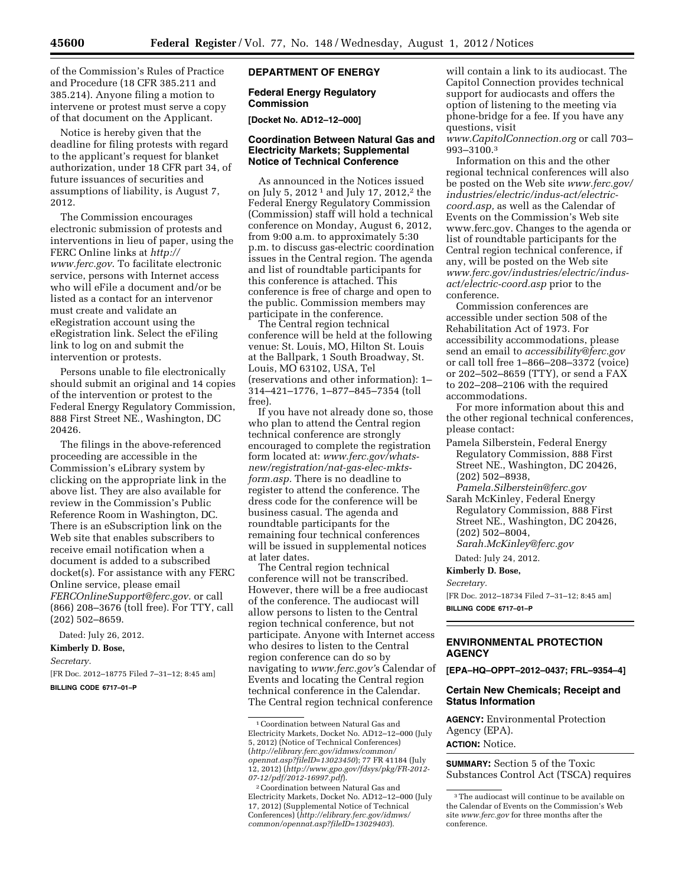of the Commission's Rules of Practice and Procedure (18 CFR 385.211 and 385.214). Anyone filing a motion to intervene or protest must serve a copy of that document on the Applicant.

Notice is hereby given that the deadline for filing protests with regard to the applicant's request for blanket authorization, under 18 CFR part 34, of future issuances of securities and assumptions of liability, is August 7, 2012.

The Commission encourages electronic submission of protests and interventions in lieu of paper, using the FERC Online links at *http://www.ferc.gov*. To facilitate electronic service, persons with Internet access who will eFile a document and/or be listed as a contact for an intervenor must create and validate an eRegistration account using the eRegistration link. Select the eFiling link to log on and submit the intervention or protests.

Persons unable to file electronically should submit an original and 14 copies of the intervention or protest to the Federal Energy Regulatory Commission, 888 First Street NE., Washington, DC 20426.

The filings in the above-referenced proceeding are accessible in the Commission's eLibrary system by clicking on the appropriate link in the above list. They are also available for review in the Commission's Public Reference Room in Washington, DC. There is an eSubscription link on the Web site that enables subscribers to receive email notification when a document is added to a subscribed docket(s). For assistance with any FERC Online service, please email *FERCOnlineSupport@ferc.gov.* or call (866) 208–3676 (toll free). For TTY, call (202) 502–8659.

Dated: July 26, 2012.

**Kimberly D. Bose,**

*Secretary.*

[FR Doc. 2012–18775 Filed 7–31–12; 8:45 am]

**BILLING CODE 6717–01–P**

## DEPARTMENT OF ENERGY

### Federal Energy Regulatory Commission

**[Docket No. AD12–12–000]**

### Coordination Between Natural Gas and Electricity Markets; Supplemental Notice of Technical Conference

As announced in the Notices issued on July 5, 2012 [1] and July 17, 2012,[2] the Federal Energy Regulatory Commission (Commission) staff will hold a technical conference on Monday, August 6, 2012, from 9:00 a.m. to approximately 5:30 p.m. to discuss gas-electric coordination issues in the Central region. The agenda and list of roundtable participants for this conference is attached. This conference is free of charge and open to the public. Commission members may participate in the conference.

The Central region technical conference will be held at the following venue: St. Louis, MO, Hilton St. Louis at the Ballpark, 1 South Broadway, St. Louis, MO 63102, USA, Tel (reservations and other information): 1–314–421–1776, 1–877–845–7354 (toll free).

If you have not already done so, those who plan to attend the Central region technical conference are strongly encouraged to complete the registration form located at: *www.ferc.gov/whats-new/registration/nat-gas-elec-mkts-form.asp.* There is no deadline to register to attend the conference. The dress code for the conference will be business casual. The agenda and roundtable participants for the remaining four technical conferences will be issued in supplemental notices at later dates.

The Central region technical conference will not be transcribed. However, there will be a free audiocast of the conference. The audiocast will allow persons to listen to the Central region technical conference, but not participate. Anyone with Internet access who desires to listen to the Central region conference can do so by navigating to *www.ferc.gov*'s Calendar of Events and locating the Central region technical conference in the Calendar. The Central region technical conference will contain a link to its audiocast. The Capitol Connection provides technical support for audiocasts and offers the option of listening to the meeting via phone-bridge for a fee. If you have any questions, visit *www.CapitolConnection.org* or call 703–993–3100.[3]

Information on this and the other regional technical conferences will also be posted on the Web site *www.ferc.gov/industries/electric/indus-act/electric-coord.asp,* as well as the Calendar of Events on the Commission's Web site www.ferc.gov. Changes to the agenda or list of roundtable participants for the Central region technical conference, if any, will be posted on the Web site *www.ferc.gov/industries/electric/indus-act/electric-coord.asp* prior to the conference.

Commission conferences are accessible under section 508 of the Rehabilitation Act of 1973. For accessibility accommodations, please send an email to *accessibility@ferc.gov* or call toll free 1–866–208–3372 (voice) or 202–502–8659 (TTY), or send a FAX to 202–208–2106 with the required accommodations.

For more information about this and the other regional technical conferences, please contact:

Pamela Silberstein, Federal Energy Regulatory Commission, 888 First Street NE., Washington, DC 20426, (202) 502–8938, *Pamela.Silberstein@ferc.gov*

Sarah McKinley, Federal Energy Regulatory Commission, 888 First Street NE., Washington, DC 20426, (202) 502–8004, *Sarah.McKinley@ferc.gov*

Dated: July 24, 2012.

**Kimberly D. Bose,**

*Secretary.*

[FR Doc. 2012–18734 Filed 7–31–12; 8:45 am]

**BILLING CODE 6717–01–P**

[1] Coordination between Natural Gas and Electricity Markets, Docket No. AD12–12–000 (July 5, 2012) (Notice of Technical Conferences) (*http://elibrary.ferc.gov/idmws/common/opennat.asp?fileID=13023450*); 77 FR 41184 (July 12, 2012) (*http://www.gpo.gov/fdsys/pkg/FR-2012-07-12/pdf/2012-16997.pdf*).

[2] Coordination between Natural Gas and Electricity Markets, Docket No. AD12–12–000 (July 17, 2012) (Supplemental Notice of Technical Conferences) (*http://elibrary.ferc.gov/idmws/common/opennat.asp?fileID=13029403*).

[3] The audiocast will continue to be available on the Calendar of Events on the Commission's Web site *www.ferc.gov* for three months after the conference.

## ENVIRONMENTAL PROTECTION AGENCY

**[EPA–HQ–OPPT–2012–0437; FRL–9354–4]**

### Certain New Chemicals; Receipt and Status Information

**AGENCY:** Environmental Protection Agency (EPA).

**ACTION:** Notice.

**SUMMARY:** Section 5 of the Toxic Substances Control Act (TSCA) requires